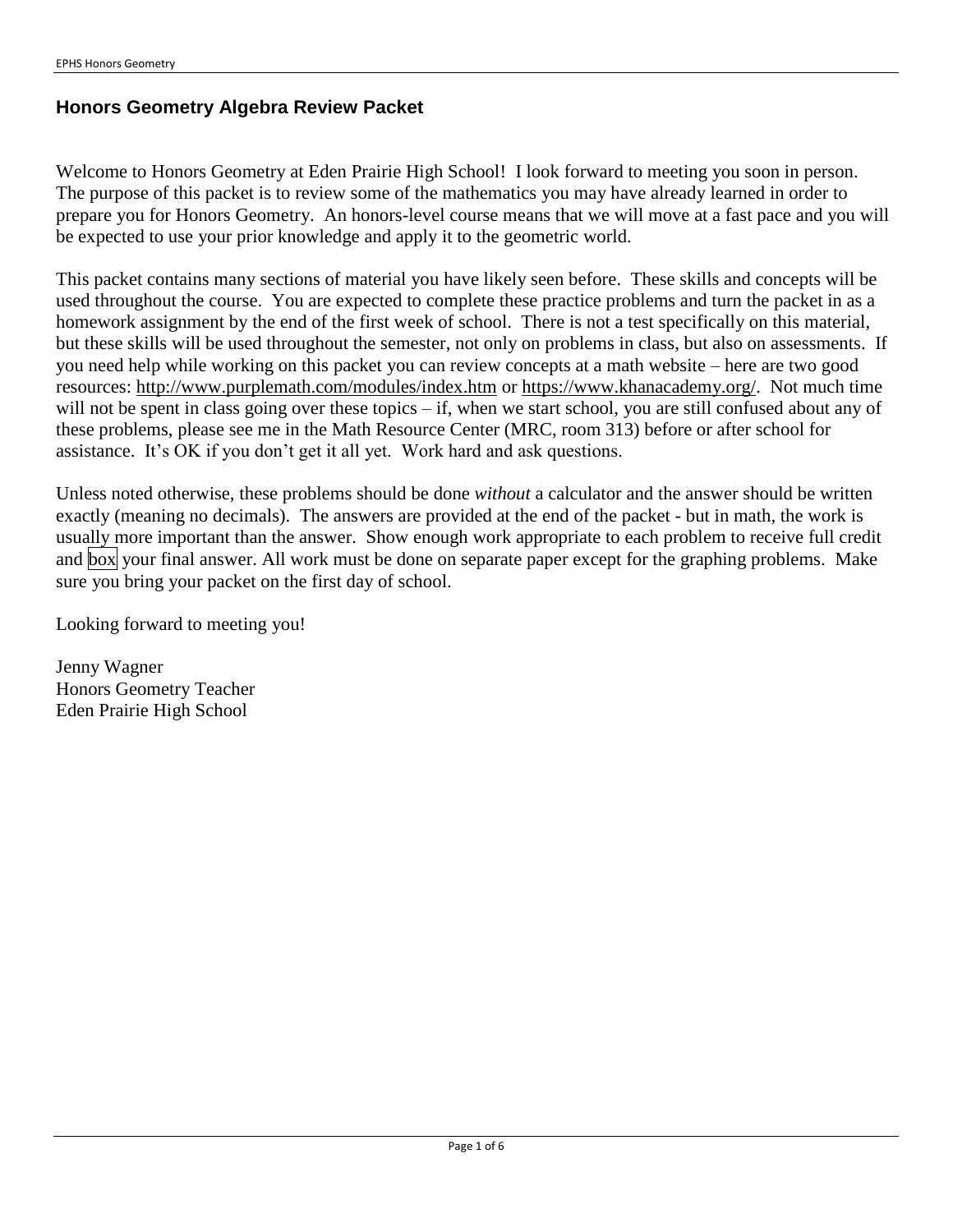## Honors Geometry Algebra Review Packet

Welcome to Honors Geometry at Eden Prairie High School! I look forward to meeting you soon in person. The purpose of this packet is to review some of the mathematics you may have already learned in order to prepare you for Honors Geometry. An honors-level course means that we will move at a fast pace and you will be expected to use your prior knowledge and apply it to the geometric world.

This packet contains many sections of material you have likely seen before. These skills and concepts will be used throughout the course. You are expected to complete these practice problems and turn the packet in as a homework assignment by the end of the first week of school. There is not a test specifically on this material, but these skills will be used throughout the semester, not only on problems in class, but also on assessments. If you need help while working on this packet you can review concepts at a math website – here are two good resources: http://www.purplemath.com/modules/index.htm or https://www.khanacademy.org/. Not much time will not be spent in class going over these topics – if, when we start school, you are still confused about any of these problems, please see me in the Math Resource Center (MRC, room 313) before or after school for assistance. It's OK if you don't get it all yet. Work hard and ask questions.

Unless noted otherwise, these problems should be done *without* a calculator and the answer should be written exactly (meaning no decimals). The answers are provided at the end of the packet - but in math, the work is usually more important than the answer. Show enough work appropriate to each problem to receive full credit and box your final answer. All work must be done on separate paper except for the graphing problems. Make sure you bring your packet on the first day of school.

Looking forward to meeting you!

Jenny Wagner
Honors Geometry Teacher
Eden Prairie High School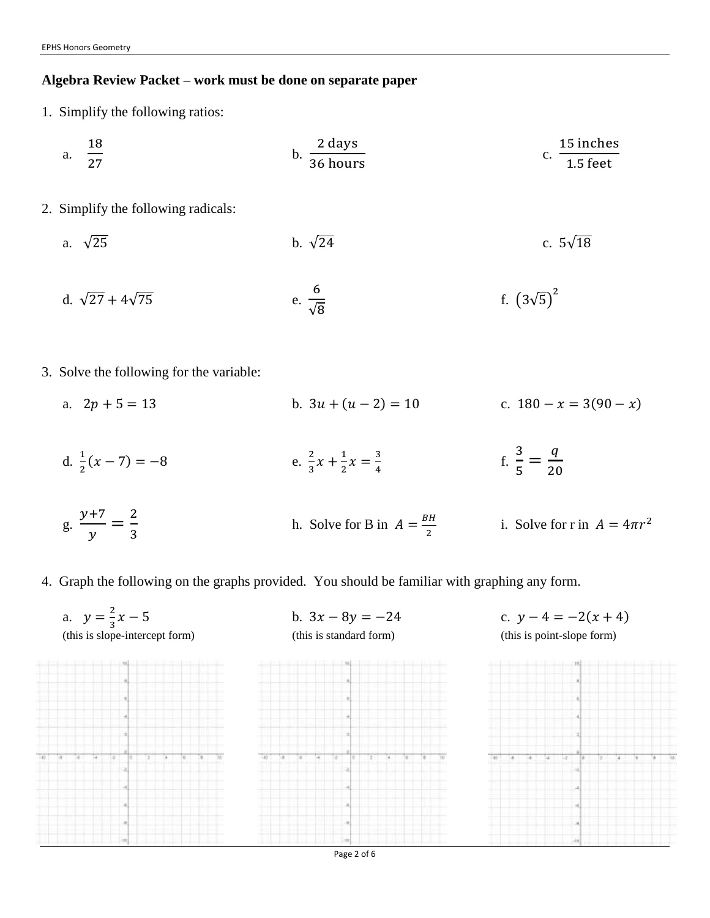**Algebra Review Packet – work must be done on separate paper**

1. Simplify the following ratios:

   a. $\frac{18}{27}$  b. $\frac{2 \text{ days}}{36 \text{ hours}}$  c. $\frac{15 \text{ inches}}{1.5 \text{ feet}}$

2. Simplify the following radicals:

   a. $\sqrt{25}$  b. $\sqrt{24}$  c. $5\sqrt{18}$

   d. $\sqrt{27} + 4\sqrt{75}$  e. $\frac{6}{\sqrt{8}}$  f. $\left(3\sqrt{5}\right)^2$

3. Solve the following for the variable:

   a. $2p + 5 = 13$  b. $3u + (u - 2) = 10$  c. $180 - x = 3(90 - x)$

   d. $\frac{1}{2}(x - 7) = -8$  e. $\frac{2}{3}x + \frac{1}{2}x = \frac{3}{4}$  f. $\frac{3}{5} = \frac{q}{20}$

   g. $\frac{y+7}{y} = \frac{2}{3}$  h. Solve for B in $A = \frac{BH}{2}$  i. Solve for r in $A = 4\pi r^2$

4. Graph the following on the graphs provided. You should be familiar with graphing any form.

   a. $y = \frac{2}{3}x - 5$
   (this is slope-intercept form)

   b. $3x - 8y = -24$
   (this is standard form)

   c. $y - 4 = -2(x + 4)$
   (this is point-slope form)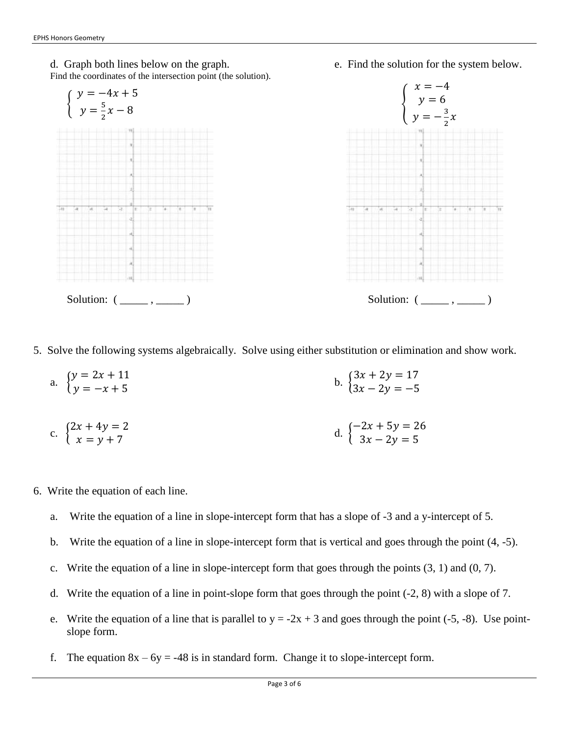d. Graph both lines below on the graph.
Find the coordinates of the intersection point (the solution).

$$\begin{cases} y = -4x + 5 \\ y = \frac{5}{2}x - 8 \end{cases}$$

Solution: ( _____ , _____ )

e. Find the solution for the system below.

$$\begin{cases} x = -4 \\ y = 6 \\ y = -\frac{3}{2}x \end{cases}$$

Solution: ( _____ , _____ )

5. Solve the following systems algebraically. Solve using either substitution or elimination and show work.

a. $\begin{cases} y = 2x + 11 \\ y = -x + 5 \end{cases}$

b. $\begin{cases} 3x + 2y = 17 \\ 3x - 2y = -5 \end{cases}$

c. $\begin{cases} 2x + 4y = 2 \\ x = y + 7 \end{cases}$

d. $\begin{cases} -2x + 5y = 26 \\ 3x - 2y = 5 \end{cases}$

6. Write the equation of each line.

a. Write the equation of a line in slope-intercept form that has a slope of -3 and a y-intercept of 5.

b. Write the equation of a line in slope-intercept form that is vertical and goes through the point (4, -5).

c. Write the equation of a line in slope-intercept form that goes through the points (3, 1) and (0, 7).

d. Write the equation of a line in point-slope form that goes through the point (-2, 8) with a slope of 7.

e. Write the equation of a line that is parallel to y = -2x + 3 and goes through the point (-5, -8). Use point-slope form.

f. The equation 8x – 6y = -48 is in standard form. Change it to slope-intercept form.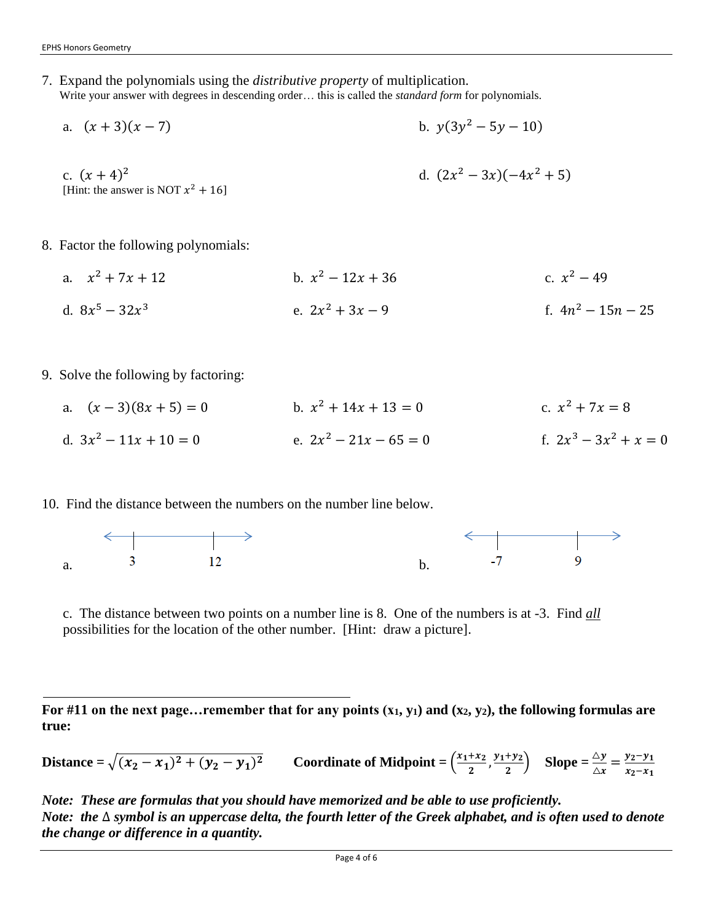7. Expand the polynomials using the *distributive property* of multiplication.
   Write your answer with degrees in descending order… this is called the *standard form* for polynomials.

   a. $(x+3)(x-7)$

   b. $y(3y^2-5y-10)$

   c. $(x+4)^2$
   [Hint: the answer is NOT $x^2+16$]

   d. $(2x^2-3x)(-4x^2+5)$

8. Factor the following polynomials:

   a. $x^2+7x+12$

   b. $x^2-12x+36$

   c. $x^2-49$

   d. $8x^5-32x^3$

   e. $2x^2+3x-9$

   f. $4n^2-15n-25$

9. Solve the following by factoring:

   a. $(x-3)(8x+5)=0$

   b. $x^2+14x+13=0$

   c. $x^2+7x=8$

   d. $3x^2-11x+10=0$

   e. $2x^2-21x-65=0$

   f. $2x^3-3x^2+x=0$

10. Find the distance between the numbers on the number line below.

   a. 3 &nbsp;&nbsp;&nbsp; 12

   b. -7 &nbsp;&nbsp;&nbsp; 9

   c. The distance between two points on a number line is 8. One of the numbers is at -3. Find *all* possibilities for the location of the other number. [Hint: draw a picture].

---

**For #11 on the next page…remember that for any points $(x_1, y_1)$ and $(x_2, y_2)$, the following formulas are true:**

**Distance** = $\sqrt{(x_2-x_1)^2+(y_2-y_1)^2}$ &nbsp;&nbsp;&nbsp; **Coordinate of Midpoint** = $\left(\frac{x_1+x_2}{2}, \frac{y_1+y_2}{2}\right)$ &nbsp;&nbsp;&nbsp; **Slope** = $\frac{\Delta y}{\Delta x} = \frac{y_2-y_1}{x_2-x_1}$

***Note: These are formulas that you should have memorized and be able to use proficiently.***
***Note: the $\Delta$ symbol is an uppercase delta, the fourth letter of the Greek alphabet, and is often used to denote the change or difference in a quantity.***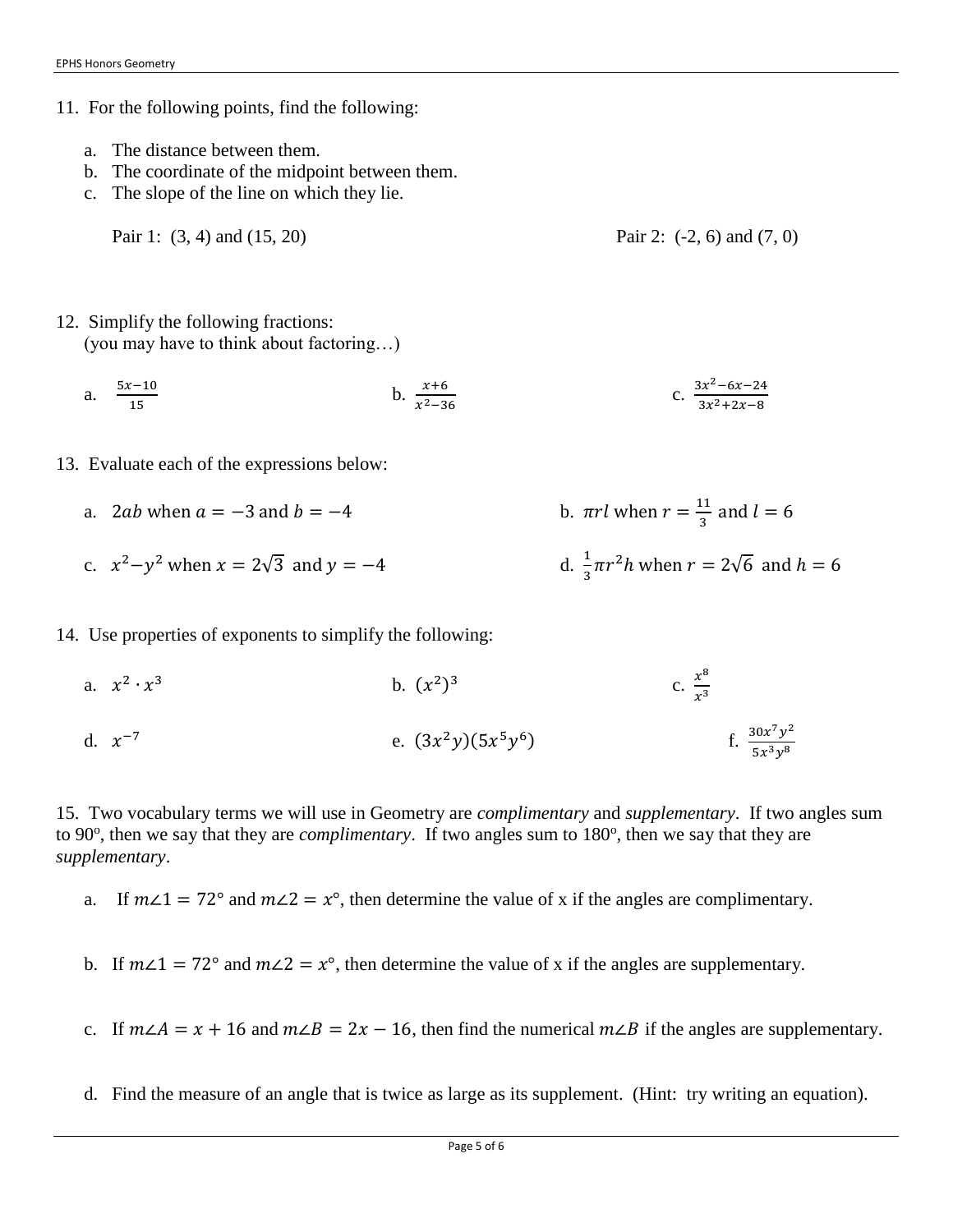11. For the following points, find the following:

    a. The distance between them.
    b. The coordinate of the midpoint between them.
    c. The slope of the line on which they lie.

    Pair 1: (3, 4) and (15, 20)

    Pair 2: (-2, 6) and (7, 0)

12. Simplify the following fractions:
    (you may have to think about factoring…)

    a. $\frac{5x-10}{15}$

    b. $\frac{x+6}{x^2-36}$

    c. $\frac{3x^2-6x-24}{3x^2+2x-8}$

13. Evaluate each of the expressions below:

    a. $2ab$ when $a = -3$ and $b = -4$

    b. $\pi r l$ when $r = \frac{11}{3}$ and $l = 6$

    c. $x^2 - y^2$ when $x = 2\sqrt{3}$ and $y = -4$

    d. $\frac{1}{3}\pi r^2 h$ when $r = 2\sqrt{6}$ and $h = 6$

14. Use properties of exponents to simplify the following:

    a. $x^2 \cdot x^3$

    b. $(x^2)^3$

    c. $\frac{x^8}{x^3}$

    d. $x^{-7}$

    e. $(3x^2y)(5x^5y^6)$

    f. $\frac{30x^7y^2}{5x^3y^8}$

15. Two vocabulary terms we will use in Geometry are *complimentary* and *supplementary*. If two angles sum to 90°, then we say that they are *complimentary*. If two angles sum to 180°, then we say that they are *supplementary*.

    a. If $m\angle 1 = 72°$ and $m\angle 2 = x°$, then determine the value of x if the angles are complimentary.

    b. If $m\angle 1 = 72°$ and $m\angle 2 = x°$, then determine the value of x if the angles are supplementary.

    c. If $m\angle A = x + 16$ and $m\angle B = 2x - 16$, then find the numerical $m\angle B$ if the angles are supplementary.

    d. Find the measure of an angle that is twice as large as its supplement. (Hint: try writing an equation).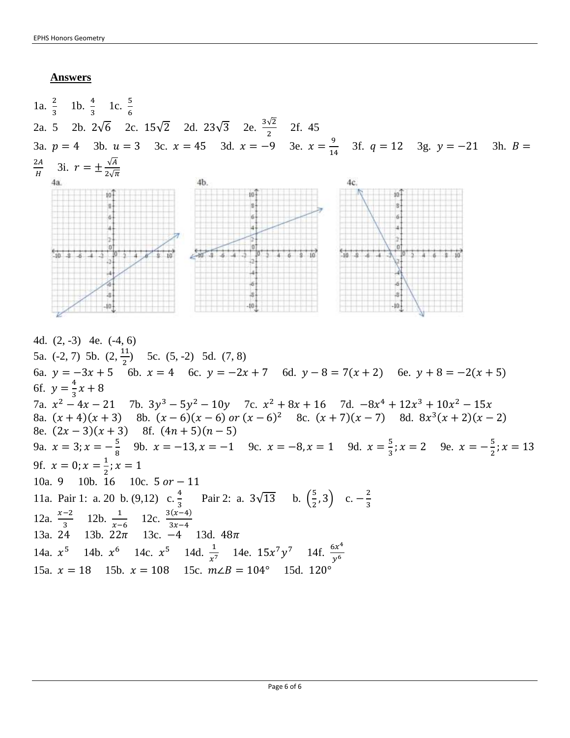**Answers**

1a. $\frac{2}{3}$ 1b. $\frac{4}{3}$ 1c. $\frac{5}{6}$

2a. 5 2b. $2\sqrt{6}$ 2c. $15\sqrt{2}$ 2d. $23\sqrt{3}$ 2e. $\frac{3\sqrt{2}}{2}$ 2f. 45

3a. $p = 4$ 3b. $u = 3$ 3c. $x = 45$ 3d. $x = -9$ 3e. $x = \frac{9}{14}$ 3f. $q = 12$ 3g. $y = -21$ 3h. $B = \frac{2A}{H}$ 3i. $r = \pm\frac{\sqrt{A}}{2\sqrt{\pi}}$

4a.

10, 8, 6, 4, 2, 0, -2, -4, -6, -8, -10

-10, -8, -6, -4, -2, 0, 2, 4, 6, 8, 10

4b.

10, 8, 6, 4, 2, 0, -2, -4, -6, -8, -10

-10, -8, -6, -4, -2, 0, 2, 4, 6, 8, 10

4c.

10, 8, 6, 4, 2, 0, -2, -4, -6, -8, -10

-10, -8, -6, -4, -2, 0, 2, 4, 6, 8, 10

4d. (2, -3) 4e. (-4, 6)

5a. (-2, 7) 5b. $(2, \frac{11}{2})$ 5c. (5, -2) 5d. (7, 8)

6a. $y = -3x + 5$ 6b. $x = 4$ 6c. $y = -2x + 7$ 6d. $y - 8 = 7(x + 2)$ 6e. $y + 8 = -2(x + 5)$ 6f. $y = \frac{4}{3}x + 8$

7a. $x^2 - 4x - 21$ 7b. $3y^3 - 5y^2 - 10y$ 7c. $x^2 + 8x + 16$ 7d. $-8x^4 + 12x^3 + 10x^2 - 15x$

8a. $(x + 4)(x + 3)$ 8b. $(x - 6)(x - 6)$ *or* $(x - 6)^2$ 8c. $(x + 7)(x - 7)$ 8d. $8x^3(x + 2)(x - 2)$

8e. $(2x - 3)(x + 3)$ 8f. $(4n + 5)(n - 5)$

9a. $x = 3; x = -\frac{5}{8}$ 9b. $x = -13, x = -1$ 9c. $x = -8, x = 1$ 9d. $x = \frac{5}{3}; x = 2$ 9e. $x = -\frac{5}{2}; x = 13$

9f. $x = 0; x = \frac{1}{2}; x = 1$

10a. 9 10b. 16 10c. $5$ *or* $-11$

11a. Pair 1: a. 20 b. (9,12) c. $\frac{4}{3}$ Pair 2: a. $3\sqrt{13}$ b. $\left(\frac{5}{2}, 3\right)$ c. $-\frac{2}{3}$

12a. $\frac{x-2}{3}$ 12b. $\frac{1}{x-6}$ 12c. $\frac{3(x-4)}{3x-4}$

13a. 24 13b. $22\pi$ 13c. $-4$ 13d. $48\pi$

14a. $x^5$ 14b. $x^6$ 14c. $x^5$ 14d. $\frac{1}{x^7}$ 14e. $15x^7y^7$ 14f. $\frac{6x^4}{y^6}$

15a. $x = 18$ 15b. $x = 108$ 15c. $m\angle B = 104°$ 15d. $120°$